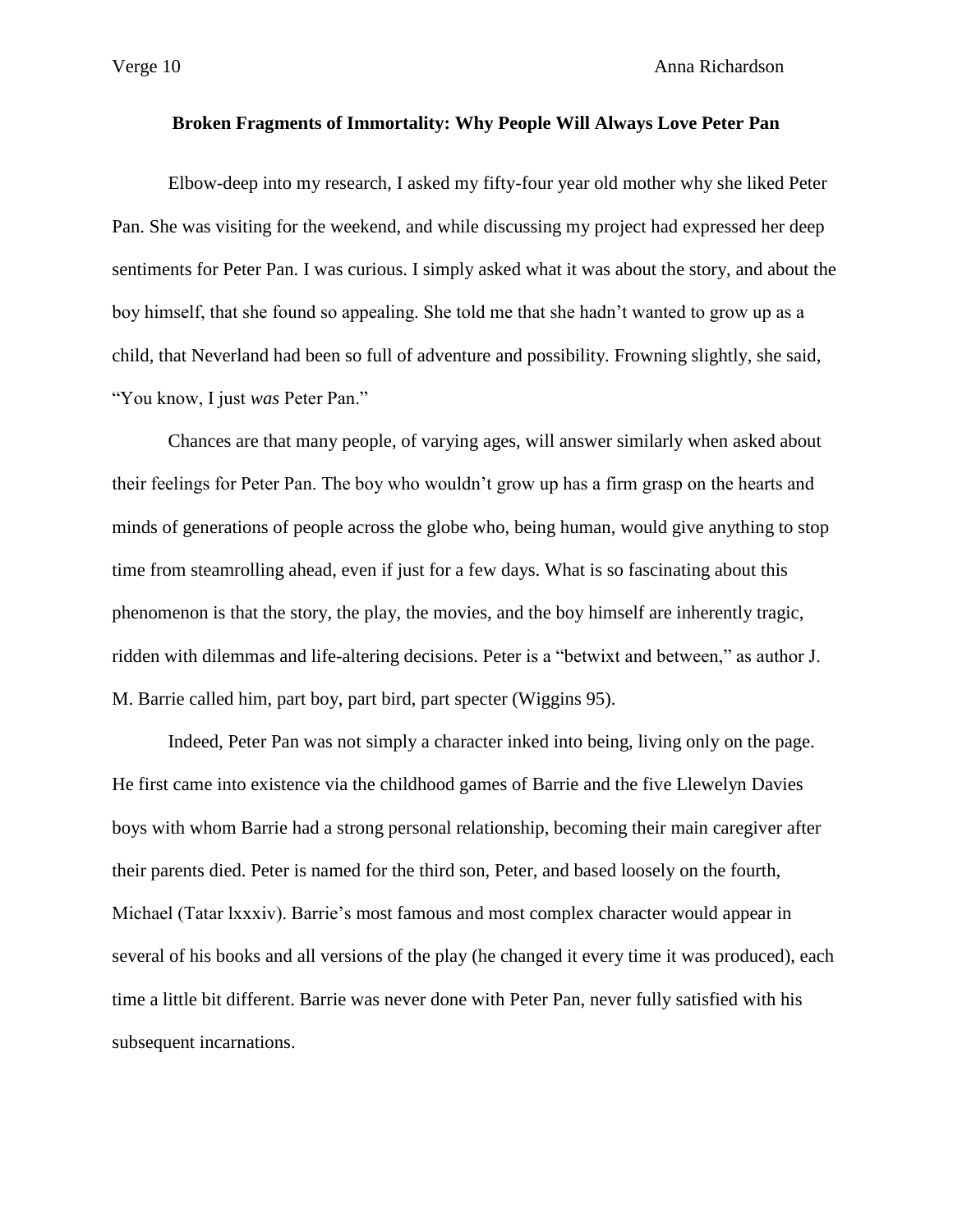**Broken Fragments of Immortality: Why People Will Always Love Peter Pan**

Elbow-deep into my research, I asked my fifty-four year old mother why she liked Peter Pan. She was visiting for the weekend, and while discussing my project had expressed her deep sentiments for Peter Pan. I was curious. I simply asked what it was about the story, and about the boy himself, that she found so appealing. She told me that she hadn't wanted to grow up as a child, that Neverland had been so full of adventure and possibility. Frowning slightly, she said, "You know, I just *was* Peter Pan."

Chances are that many people, of varying ages, will answer similarly when asked about their feelings for Peter Pan. The boy who wouldn't grow up has a firm grasp on the hearts and minds of generations of people across the globe who, being human, would give anything to stop time from steamrolling ahead, even if just for a few days. What is so fascinating about this phenomenon is that the story, the play, the movies, and the boy himself are inherently tragic, ridden with dilemmas and life-altering decisions. Peter is a "betwixt and between," as author J. M. Barrie called him, part boy, part bird, part specter (Wiggins 95).

Indeed, Peter Pan was not simply a character inked into being, living only on the page. He first came into existence via the childhood games of Barrie and the five Llewelyn Davies boys with whom Barrie had a strong personal relationship, becoming their main caregiver after their parents died. Peter is named for the third son, Peter, and based loosely on the fourth, Michael (Tatar lxxxiv). Barrie's most famous and most complex character would appear in several of his books and all versions of the play (he changed it every time it was produced), each time a little bit different. Barrie was never done with Peter Pan, never fully satisfied with his subsequent incarnations.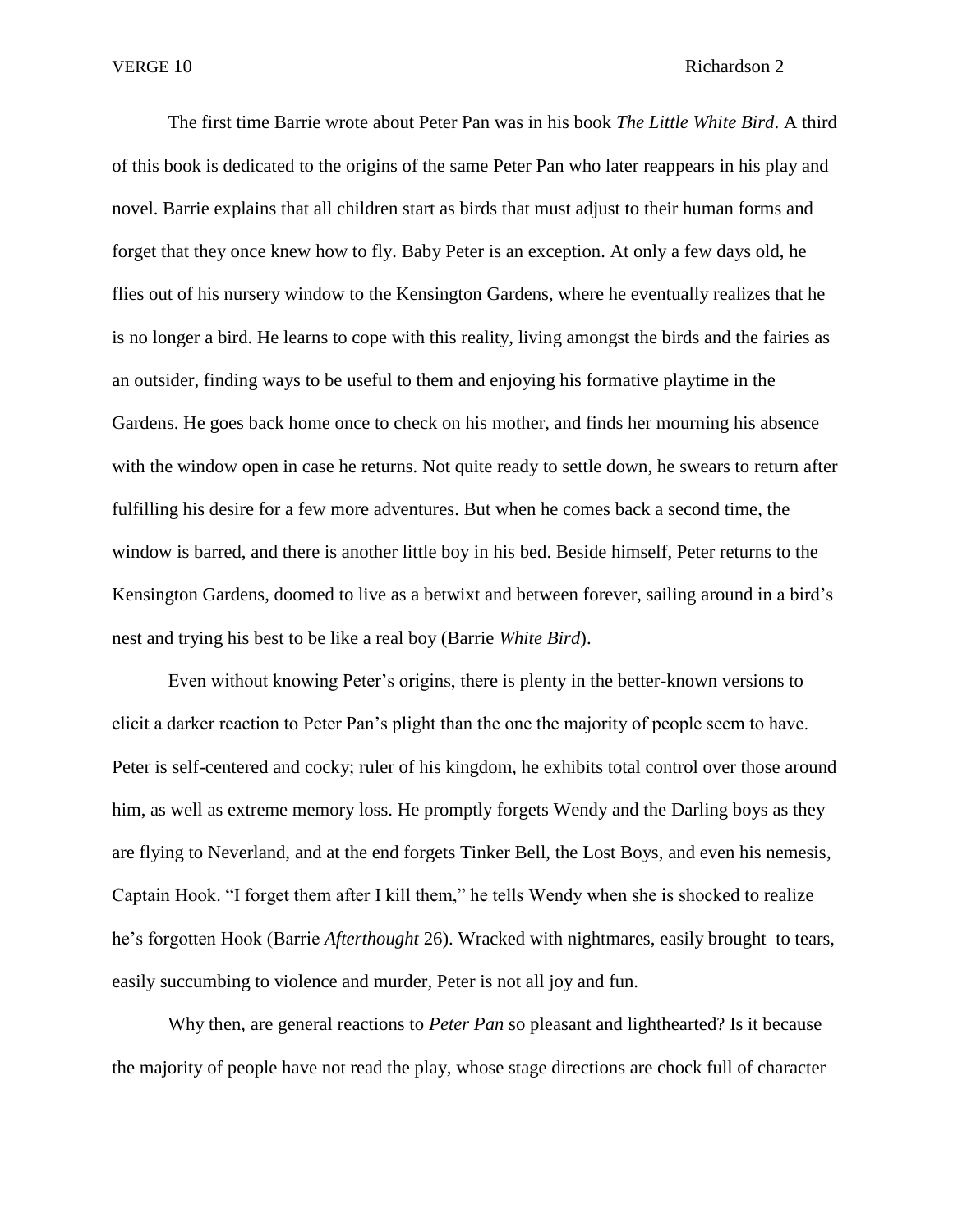The first time Barrie wrote about Peter Pan was in his book *The Little White Bird*. A third of this book is dedicated to the origins of the same Peter Pan who later reappears in his play and novel. Barrie explains that all children start as birds that must adjust to their human forms and forget that they once knew how to fly. Baby Peter is an exception. At only a few days old, he flies out of his nursery window to the Kensington Gardens, where he eventually realizes that he is no longer a bird. He learns to cope with this reality, living amongst the birds and the fairies as an outsider, finding ways to be useful to them and enjoying his formative playtime in the Gardens. He goes back home once to check on his mother, and finds her mourning his absence with the window open in case he returns. Not quite ready to settle down, he swears to return after fulfilling his desire for a few more adventures. But when he comes back a second time, the window is barred, and there is another little boy in his bed. Beside himself, Peter returns to the Kensington Gardens, doomed to live as a betwixt and between forever, sailing around in a bird's nest and trying his best to be like a real boy (Barrie *White Bird*).

Even without knowing Peter's origins, there is plenty in the better-known versions to elicit a darker reaction to Peter Pan's plight than the one the majority of people seem to have. Peter is self-centered and cocky; ruler of his kingdom, he exhibits total control over those around him, as well as extreme memory loss. He promptly forgets Wendy and the Darling boys as they are flying to Neverland, and at the end forgets Tinker Bell, the Lost Boys, and even his nemesis, Captain Hook. "I forget them after I kill them," he tells Wendy when she is shocked to realize he's forgotten Hook (Barrie *Afterthought* 26). Wracked with nightmares, easily brought to tears, easily succumbing to violence and murder, Peter is not all joy and fun.

Why then, are general reactions to *Peter Pan* so pleasant and lighthearted? Is it because the majority of people have not read the play, whose stage directions are chock full of character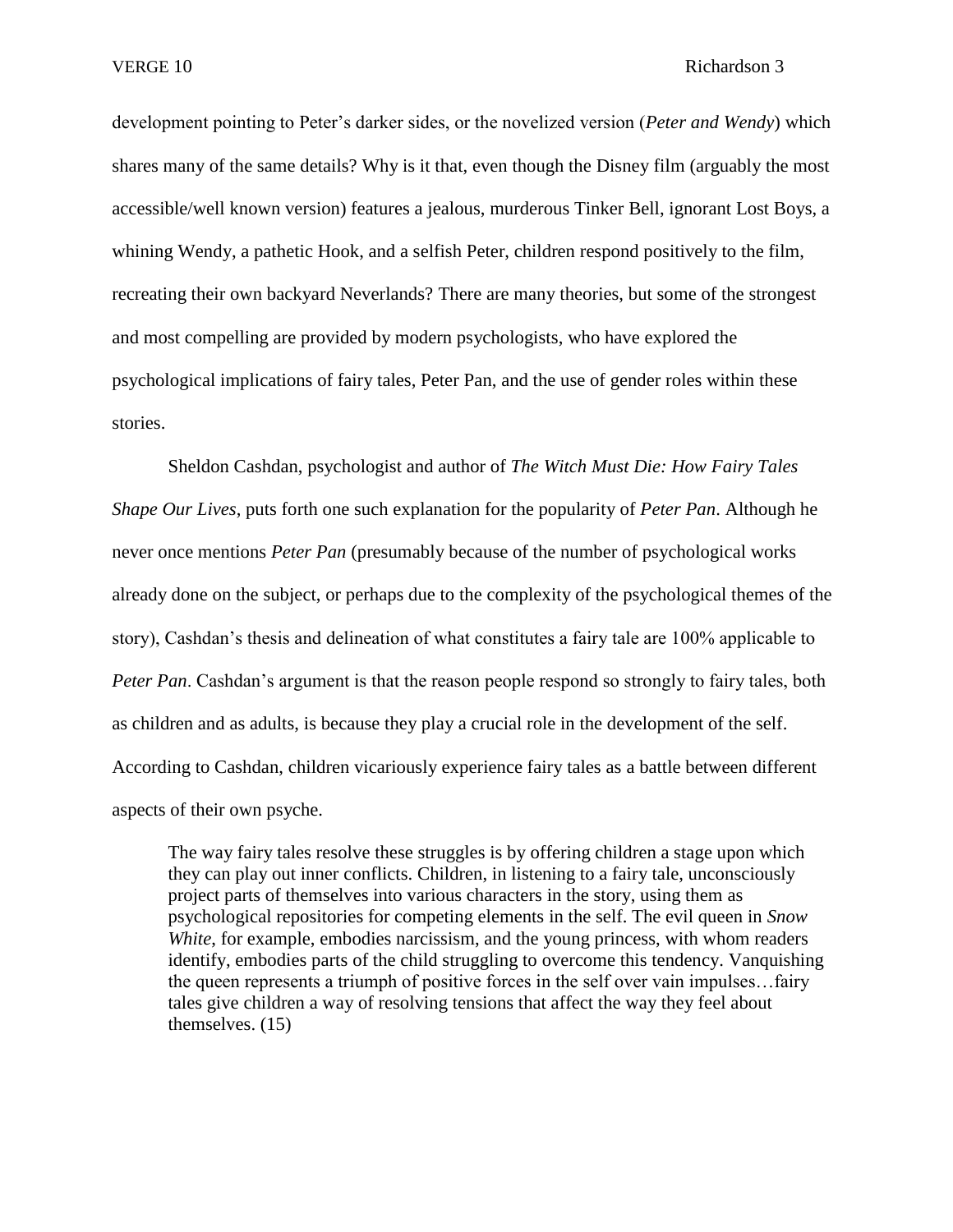development pointing to Peter's darker sides, or the novelized version (*Peter and Wendy*) which shares many of the same details? Why is it that, even though the Disney film (arguably the most accessible/well known version) features a jealous, murderous Tinker Bell, ignorant Lost Boys, a whining Wendy, a pathetic Hook, and a selfish Peter, children respond positively to the film, recreating their own backyard Neverlands? There are many theories, but some of the strongest and most compelling are provided by modern psychologists, who have explored the psychological implications of fairy tales, Peter Pan, and the use of gender roles within these stories.

Sheldon Cashdan, psychologist and author of *The Witch Must Die: How Fairy Tales Shape Our Lives*, puts forth one such explanation for the popularity of *Peter Pan*. Although he never once mentions *Peter Pan* (presumably because of the number of psychological works already done on the subject, or perhaps due to the complexity of the psychological themes of the story), Cashdan's thesis and delineation of what constitutes a fairy tale are 100% applicable to *Peter Pan*. Cashdan's argument is that the reason people respond so strongly to fairy tales, both as children and as adults, is because they play a crucial role in the development of the self. According to Cashdan, children vicariously experience fairy tales as a battle between different aspects of their own psyche.

> The way fairy tales resolve these struggles is by offering children a stage upon which they can play out inner conflicts. Children, in listening to a fairy tale, unconsciously project parts of themselves into various characters in the story, using them as psychological repositories for competing elements in the self. The evil queen in *Snow White*, for example, embodies narcissism, and the young princess, with whom readers identify, embodies parts of the child struggling to overcome this tendency. Vanquishing the queen represents a triumph of positive forces in the self over vain impulses…fairy tales give children a way of resolving tensions that affect the way they feel about themselves. (15)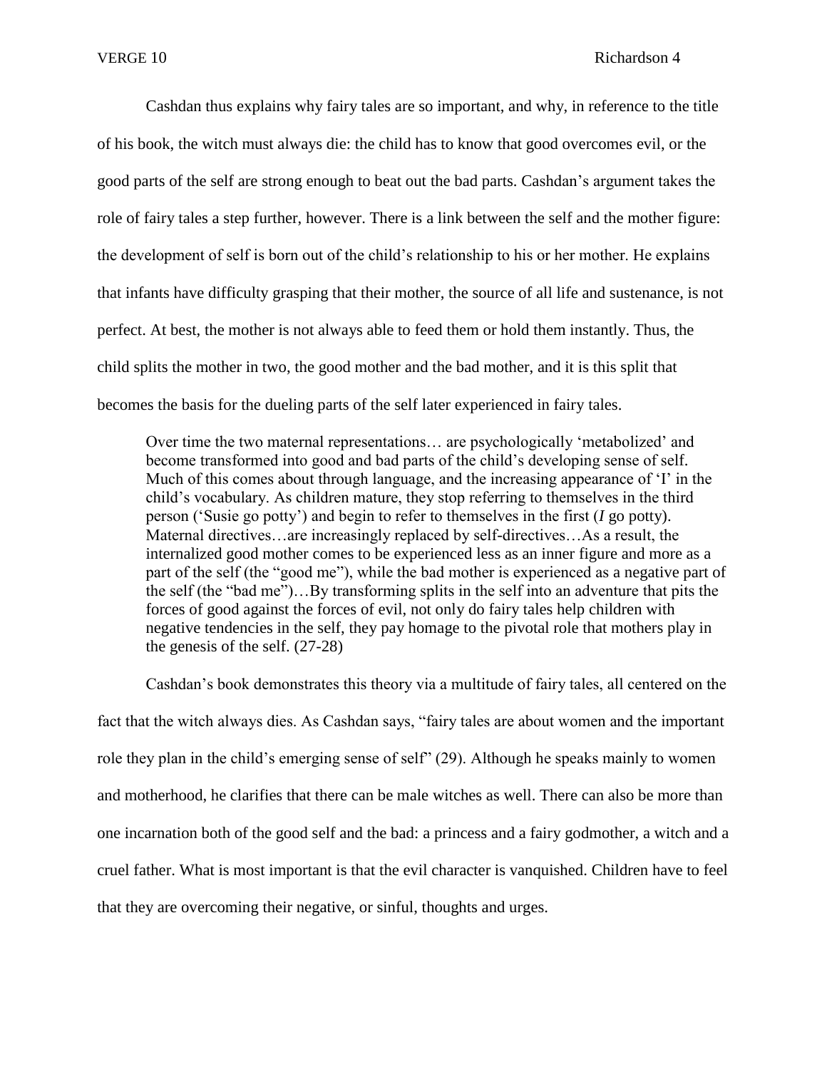Cashdan thus explains why fairy tales are so important, and why, in reference to the title of his book, the witch must always die: the child has to know that good overcomes evil, or the good parts of the self are strong enough to beat out the bad parts. Cashdan's argument takes the role of fairy tales a step further, however. There is a link between the self and the mother figure: the development of self is born out of the child's relationship to his or her mother. He explains that infants have difficulty grasping that their mother, the source of all life and sustenance, is not perfect. At best, the mother is not always able to feed them or hold them instantly. Thus, the child splits the mother in two, the good mother and the bad mother, and it is this split that becomes the basis for the dueling parts of the self later experienced in fairy tales.

> Over time the two maternal representations… are psychologically 'metabolized' and become transformed into good and bad parts of the child's developing sense of self. Much of this comes about through language, and the increasing appearance of 'I' in the child's vocabulary. As children mature, they stop referring to themselves in the third person ('Susie go potty') and begin to refer to themselves in the first (*I* go potty). Maternal directives…are increasingly replaced by self-directives…As a result, the internalized good mother comes to be experienced less as an inner figure and more as a part of the self (the "good me"), while the bad mother is experienced as a negative part of the self (the "bad me")…By transforming splits in the self into an adventure that pits the forces of good against the forces of evil, not only do fairy tales help children with negative tendencies in the self, they pay homage to the pivotal role that mothers play in the genesis of the self. (27-28)

Cashdan's book demonstrates this theory via a multitude of fairy tales, all centered on the fact that the witch always dies. As Cashdan says, "fairy tales are about women and the important role they plan in the child's emerging sense of self" (29). Although he speaks mainly to women and motherhood, he clarifies that there can be male witches as well. There can also be more than one incarnation both of the good self and the bad: a princess and a fairy godmother, a witch and a cruel father. What is most important is that the evil character is vanquished. Children have to feel that they are overcoming their negative, or sinful, thoughts and urges.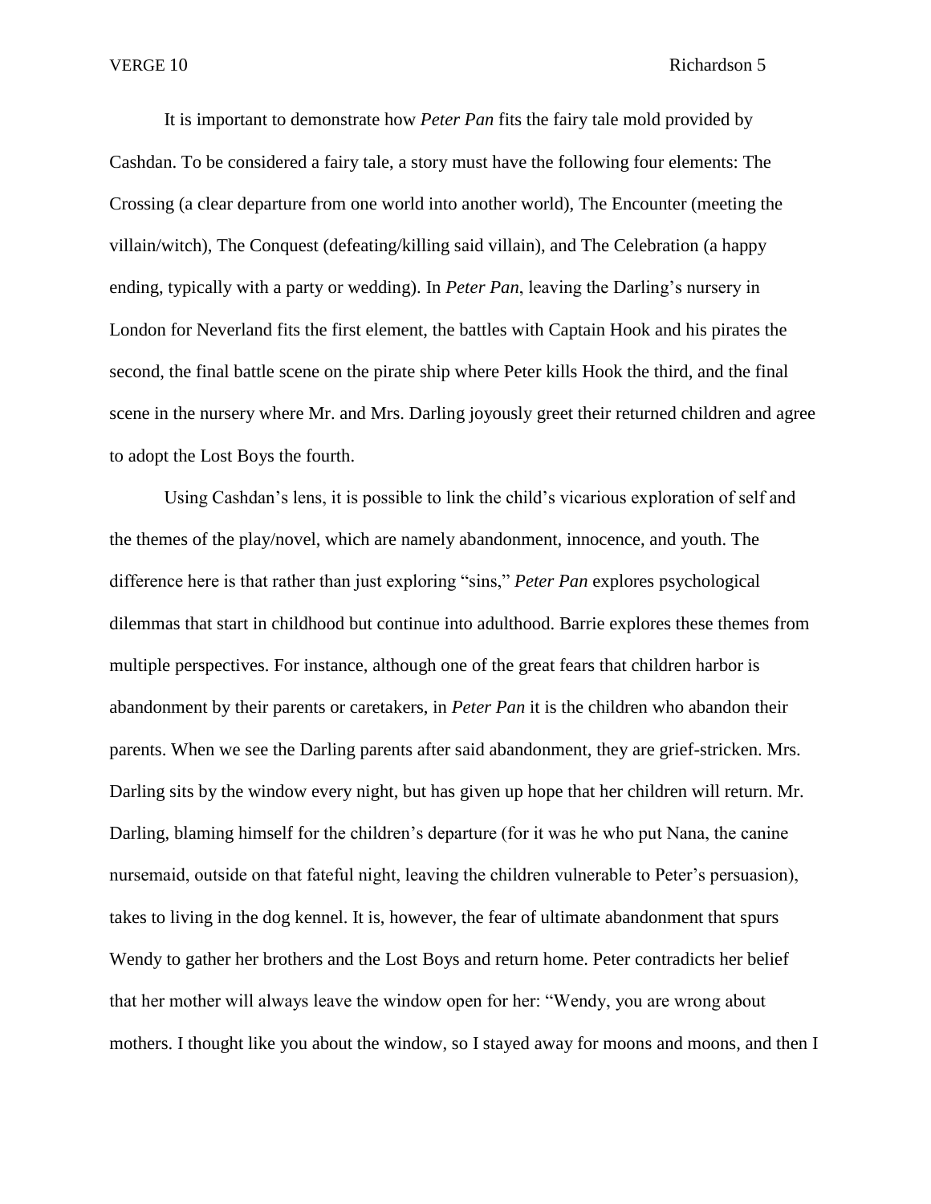It is important to demonstrate how *Peter Pan* fits the fairy tale mold provided by Cashdan. To be considered a fairy tale, a story must have the following four elements: The Crossing (a clear departure from one world into another world), The Encounter (meeting the villain/witch), The Conquest (defeating/killing said villain), and The Celebration (a happy ending, typically with a party or wedding). In *Peter Pan*, leaving the Darling's nursery in London for Neverland fits the first element, the battles with Captain Hook and his pirates the second, the final battle scene on the pirate ship where Peter kills Hook the third, and the final scene in the nursery where Mr. and Mrs. Darling joyously greet their returned children and agree to adopt the Lost Boys the fourth.

Using Cashdan's lens, it is possible to link the child's vicarious exploration of self and the themes of the play/novel, which are namely abandonment, innocence, and youth. The difference here is that rather than just exploring "sins," *Peter Pan* explores psychological dilemmas that start in childhood but continue into adulthood. Barrie explores these themes from multiple perspectives. For instance, although one of the great fears that children harbor is abandonment by their parents or caretakers, in *Peter Pan* it is the children who abandon their parents. When we see the Darling parents after said abandonment, they are grief-stricken. Mrs. Darling sits by the window every night, but has given up hope that her children will return. Mr. Darling, blaming himself for the children's departure (for it was he who put Nana, the canine nursemaid, outside on that fateful night, leaving the children vulnerable to Peter's persuasion), takes to living in the dog kennel. It is, however, the fear of ultimate abandonment that spurs Wendy to gather her brothers and the Lost Boys and return home. Peter contradicts her belief that her mother will always leave the window open for her: "Wendy, you are wrong about mothers. I thought like you about the window, so I stayed away for moons and moons, and then I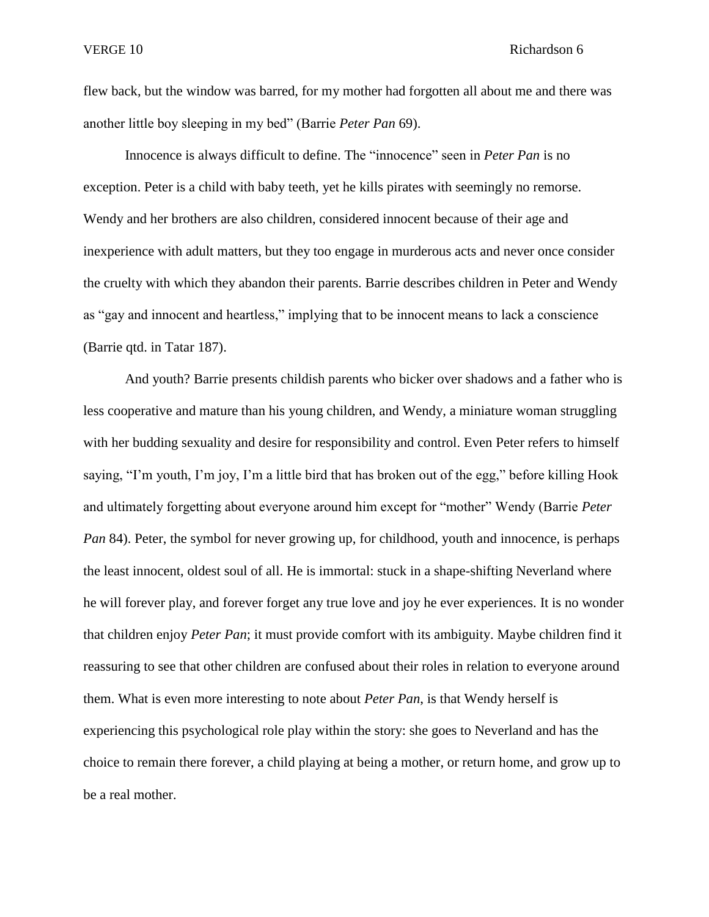flew back, but the window was barred, for my mother had forgotten all about me and there was another little boy sleeping in my bed" (Barrie *Peter Pan* 69).

Innocence is always difficult to define. The "innocence" seen in *Peter Pan* is no exception. Peter is a child with baby teeth, yet he kills pirates with seemingly no remorse. Wendy and her brothers are also children, considered innocent because of their age and inexperience with adult matters, but they too engage in murderous acts and never once consider the cruelty with which they abandon their parents. Barrie describes children in Peter and Wendy as "gay and innocent and heartless," implying that to be innocent means to lack a conscience (Barrie qtd. in Tatar 187).

And youth? Barrie presents childish parents who bicker over shadows and a father who is less cooperative and mature than his young children, and Wendy, a miniature woman struggling with her budding sexuality and desire for responsibility and control. Even Peter refers to himself saying, "I'm youth, I'm joy, I'm a little bird that has broken out of the egg," before killing Hook and ultimately forgetting about everyone around him except for "mother" Wendy (Barrie *Peter Pan* 84). Peter, the symbol for never growing up, for childhood, youth and innocence, is perhaps the least innocent, oldest soul of all. He is immortal: stuck in a shape-shifting Neverland where he will forever play, and forever forget any true love and joy he ever experiences. It is no wonder that children enjoy *Peter Pan*; it must provide comfort with its ambiguity. Maybe children find it reassuring to see that other children are confused about their roles in relation to everyone around them. What is even more interesting to note about *Peter Pan*, is that Wendy herself is experiencing this psychological role play within the story: she goes to Neverland and has the choice to remain there forever, a child playing at being a mother, or return home, and grow up to be a real mother.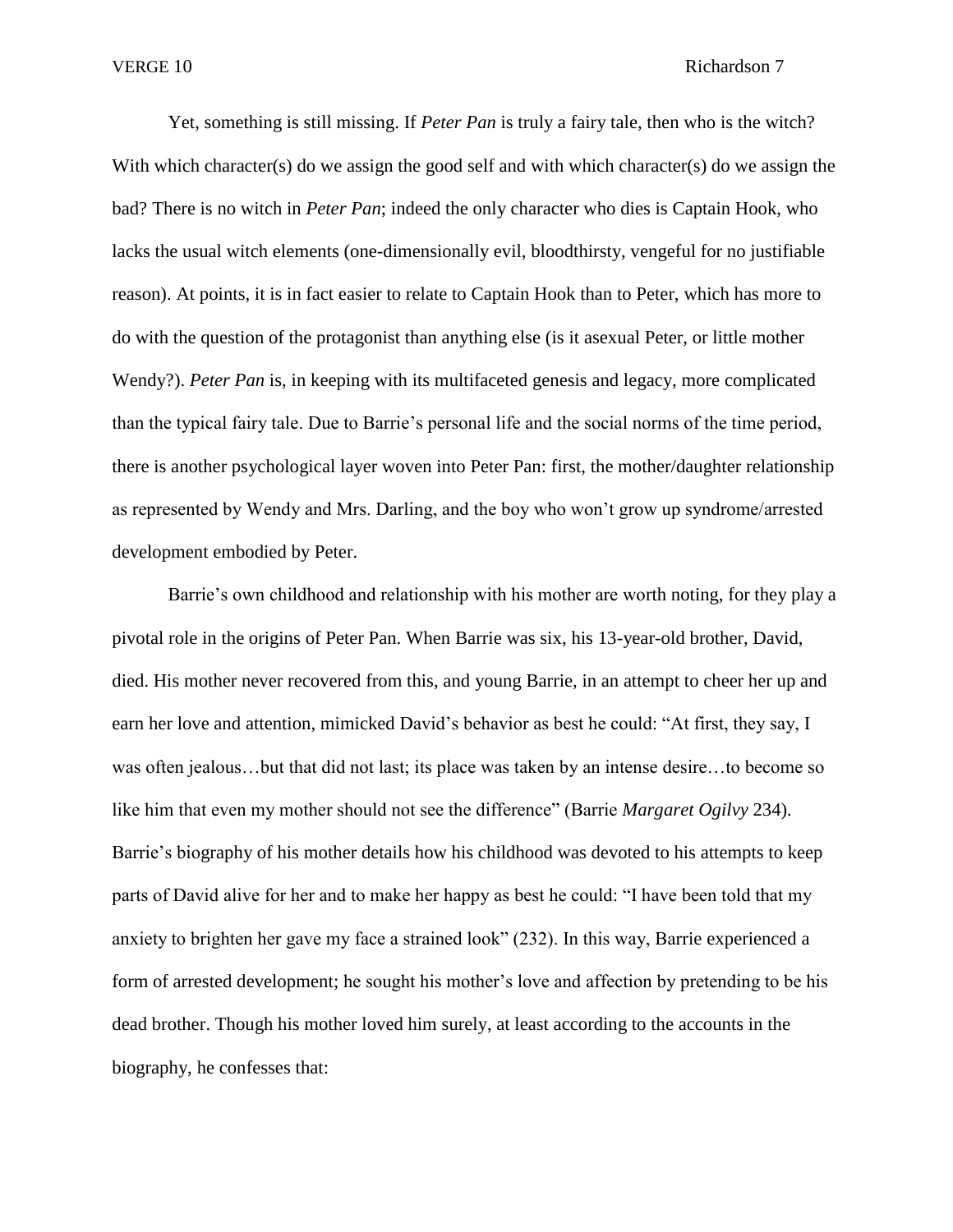Yet, something is still missing. If *Peter Pan* is truly a fairy tale, then who is the witch? With which character(s) do we assign the good self and with which character(s) do we assign the bad? There is no witch in *Peter Pan*; indeed the only character who dies is Captain Hook, who lacks the usual witch elements (one-dimensionally evil, bloodthirsty, vengeful for no justifiable reason). At points, it is in fact easier to relate to Captain Hook than to Peter, which has more to do with the question of the protagonist than anything else (is it asexual Peter, or little mother Wendy?). *Peter Pan* is, in keeping with its multifaceted genesis and legacy, more complicated than the typical fairy tale. Due to Barrie's personal life and the social norms of the time period, there is another psychological layer woven into Peter Pan: first, the mother/daughter relationship as represented by Wendy and Mrs. Darling, and the boy who won't grow up syndrome/arrested development embodied by Peter.

Barrie's own childhood and relationship with his mother are worth noting, for they play a pivotal role in the origins of Peter Pan. When Barrie was six, his 13-year-old brother, David, died. His mother never recovered from this, and young Barrie, in an attempt to cheer her up and earn her love and attention, mimicked David's behavior as best he could: "At first, they say, I was often jealous…but that did not last; its place was taken by an intense desire…to become so like him that even my mother should not see the difference" (Barrie *Margaret Ogilvy* 234). Barrie's biography of his mother details how his childhood was devoted to his attempts to keep parts of David alive for her and to make her happy as best he could: "I have been told that my anxiety to brighten her gave my face a strained look" (232). In this way, Barrie experienced a form of arrested development; he sought his mother's love and affection by pretending to be his dead brother. Though his mother loved him surely, at least according to the accounts in the biography, he confesses that: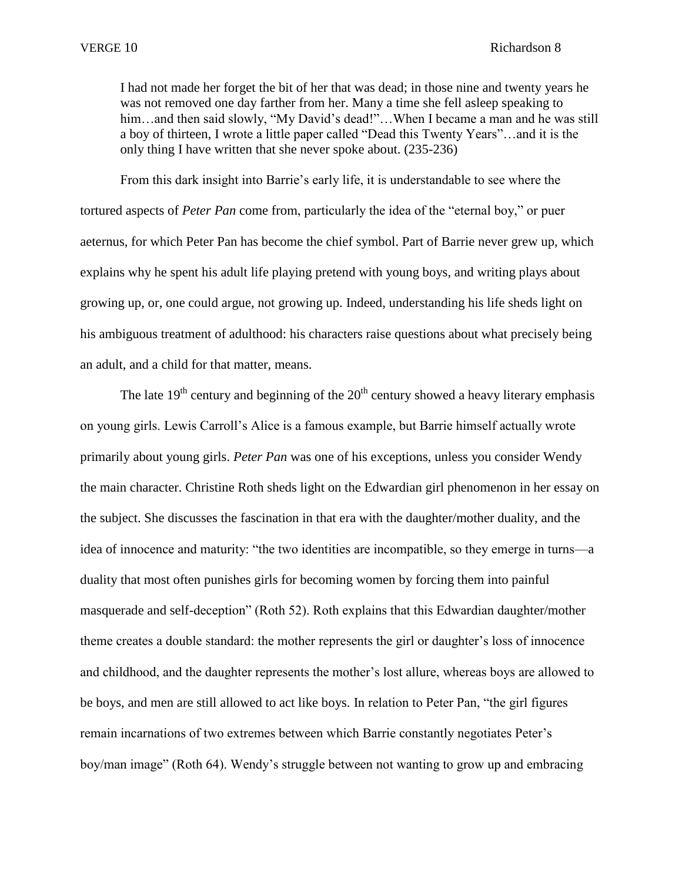> I had not made her forget the bit of her that was dead; in those nine and twenty years he was not removed one day farther from her. Many a time she fell asleep speaking to him…and then said slowly, "My David's dead!"…When I became a man and he was still a boy of thirteen, I wrote a little paper called "Dead this Twenty Years"…and it is the only thing I have written that she never spoke about. (235-236)

From this dark insight into Barrie's early life, it is understandable to see where the tortured aspects of *Peter Pan* come from, particularly the idea of the "eternal boy," or puer aeternus, for which Peter Pan has become the chief symbol. Part of Barrie never grew up, which explains why he spent his adult life playing pretend with young boys, and writing plays about growing up, or, one could argue, not growing up. Indeed, understanding his life sheds light on his ambiguous treatment of adulthood: his characters raise questions about what precisely being an adult, and a child for that matter, means.

The late 19th century and beginning of the 20th century showed a heavy literary emphasis on young girls. Lewis Carroll's Alice is a famous example, but Barrie himself actually wrote primarily about young girls. *Peter Pan* was one of his exceptions, unless you consider Wendy the main character. Christine Roth sheds light on the Edwardian girl phenomenon in her essay on the subject. She discusses the fascination in that era with the daughter/mother duality, and the idea of innocence and maturity: "the two identities are incompatible, so they emerge in turns—a duality that most often punishes girls for becoming women by forcing them into painful masquerade and self-deception" (Roth 52). Roth explains that this Edwardian daughter/mother theme creates a double standard: the mother represents the girl or daughter's loss of innocence and childhood, and the daughter represents the mother's lost allure, whereas boys are allowed to be boys, and men are still allowed to act like boys. In relation to Peter Pan, "the girl figures remain incarnations of two extremes between which Barrie constantly negotiates Peter's boy/man image" (Roth 64). Wendy's struggle between not wanting to grow up and embracing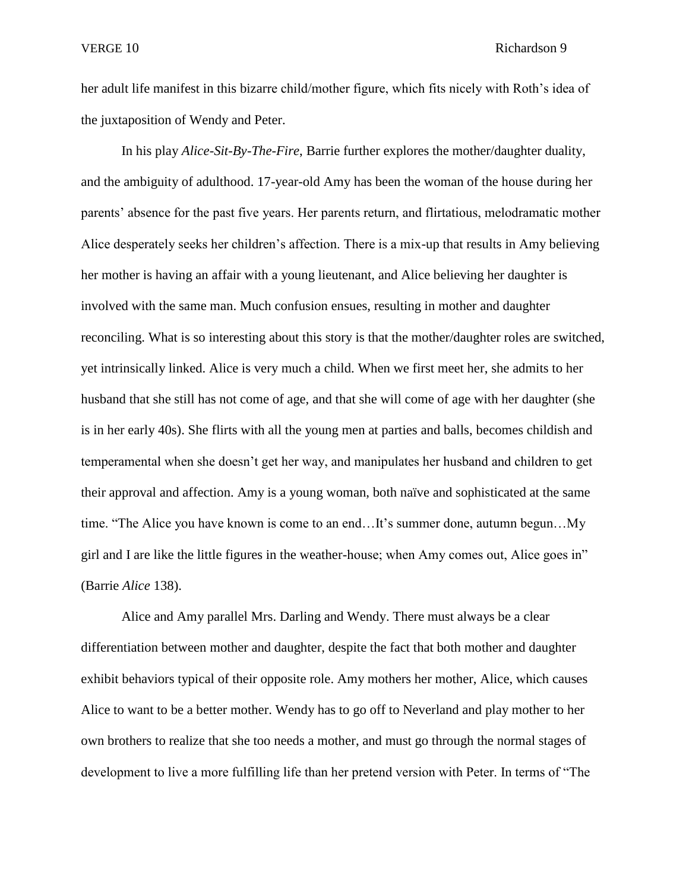her adult life manifest in this bizarre child/mother figure, which fits nicely with Roth's idea of the juxtaposition of Wendy and Peter.

In his play *Alice-Sit-By-The-Fire*, Barrie further explores the mother/daughter duality, and the ambiguity of adulthood. 17-year-old Amy has been the woman of the house during her parents' absence for the past five years. Her parents return, and flirtatious, melodramatic mother Alice desperately seeks her children's affection. There is a mix-up that results in Amy believing her mother is having an affair with a young lieutenant, and Alice believing her daughter is involved with the same man. Much confusion ensues, resulting in mother and daughter reconciling. What is so interesting about this story is that the mother/daughter roles are switched, yet intrinsically linked. Alice is very much a child. When we first meet her, she admits to her husband that she still has not come of age, and that she will come of age with her daughter (she is in her early 40s). She flirts with all the young men at parties and balls, becomes childish and temperamental when she doesn't get her way, and manipulates her husband and children to get their approval and affection. Amy is a young woman, both naïve and sophisticated at the same time. "The Alice you have known is come to an end…It's summer done, autumn begun…My girl and I are like the little figures in the weather-house; when Amy comes out, Alice goes in" (Barrie *Alice* 138).

Alice and Amy parallel Mrs. Darling and Wendy. There must always be a clear differentiation between mother and daughter, despite the fact that both mother and daughter exhibit behaviors typical of their opposite role. Amy mothers her mother, Alice, which causes Alice to want to be a better mother. Wendy has to go off to Neverland and play mother to her own brothers to realize that she too needs a mother, and must go through the normal stages of development to live a more fulfilling life than her pretend version with Peter. In terms of "The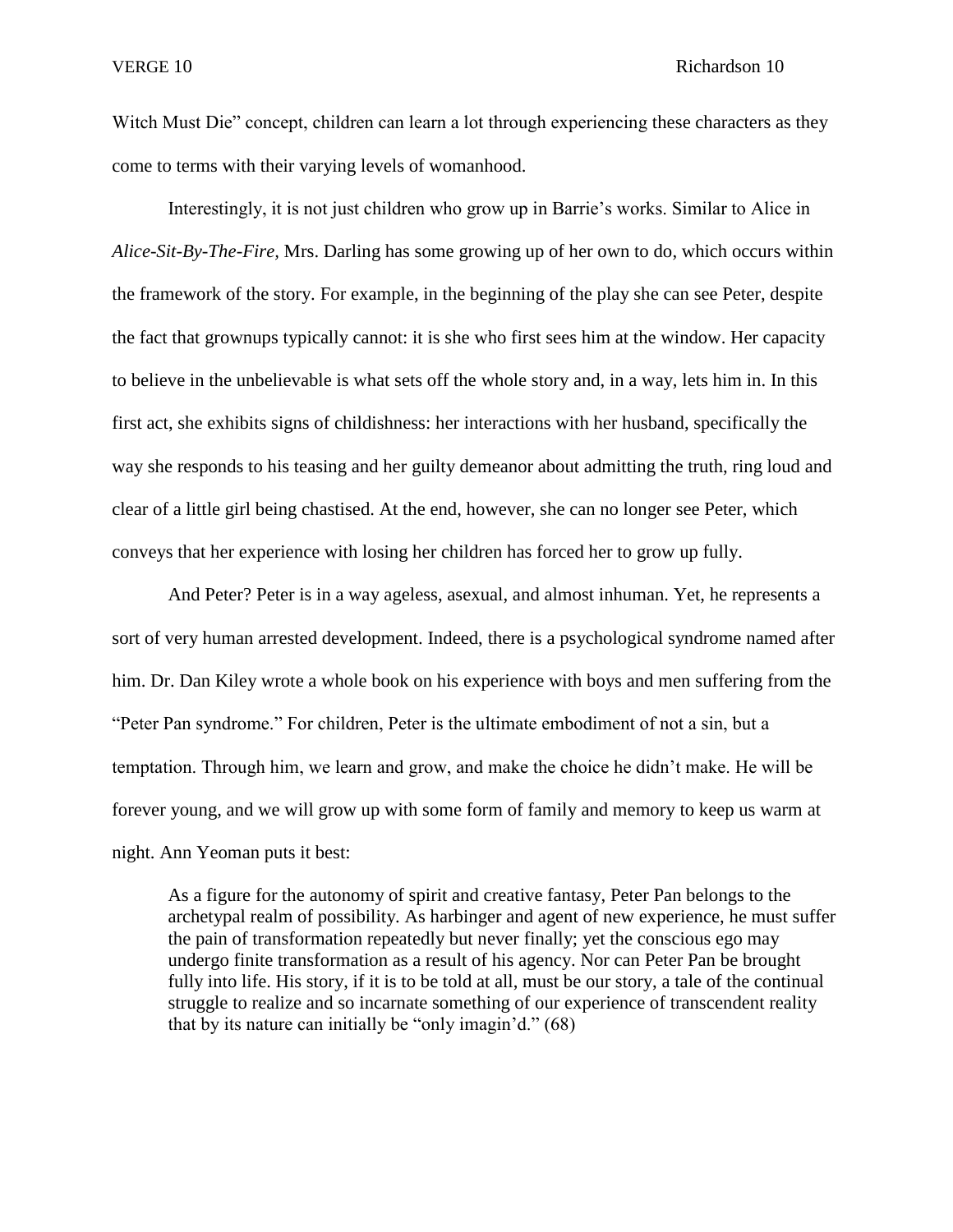Witch Must Die" concept, children can learn a lot through experiencing these characters as they come to terms with their varying levels of womanhood.

Interestingly, it is not just children who grow up in Barrie's works. Similar to Alice in *Alice-Sit-By-The-Fire*, Mrs. Darling has some growing up of her own to do, which occurs within the framework of the story. For example, in the beginning of the play she can see Peter, despite the fact that grownups typically cannot: it is she who first sees him at the window. Her capacity to believe in the unbelievable is what sets off the whole story and, in a way, lets him in. In this first act, she exhibits signs of childishness: her interactions with her husband, specifically the way she responds to his teasing and her guilty demeanor about admitting the truth, ring loud and clear of a little girl being chastised. At the end, however, she can no longer see Peter, which conveys that her experience with losing her children has forced her to grow up fully.

And Peter? Peter is in a way ageless, asexual, and almost inhuman. Yet, he represents a sort of very human arrested development. Indeed, there is a psychological syndrome named after him. Dr. Dan Kiley wrote a whole book on his experience with boys and men suffering from the "Peter Pan syndrome." For children, Peter is the ultimate embodiment of not a sin, but a temptation. Through him, we learn and grow, and make the choice he didn't make. He will be forever young, and we will grow up with some form of family and memory to keep us warm at night. Ann Yeoman puts it best:

> As a figure for the autonomy of spirit and creative fantasy, Peter Pan belongs to the archetypal realm of possibility. As harbinger and agent of new experience, he must suffer the pain of transformation repeatedly but never finally; yet the conscious ego may undergo finite transformation as a result of his agency. Nor can Peter Pan be brought fully into life. His story, if it is to be told at all, must be our story, a tale of the continual struggle to realize and so incarnate something of our experience of transcendent reality that by its nature can initially be "only imagin'd." (68)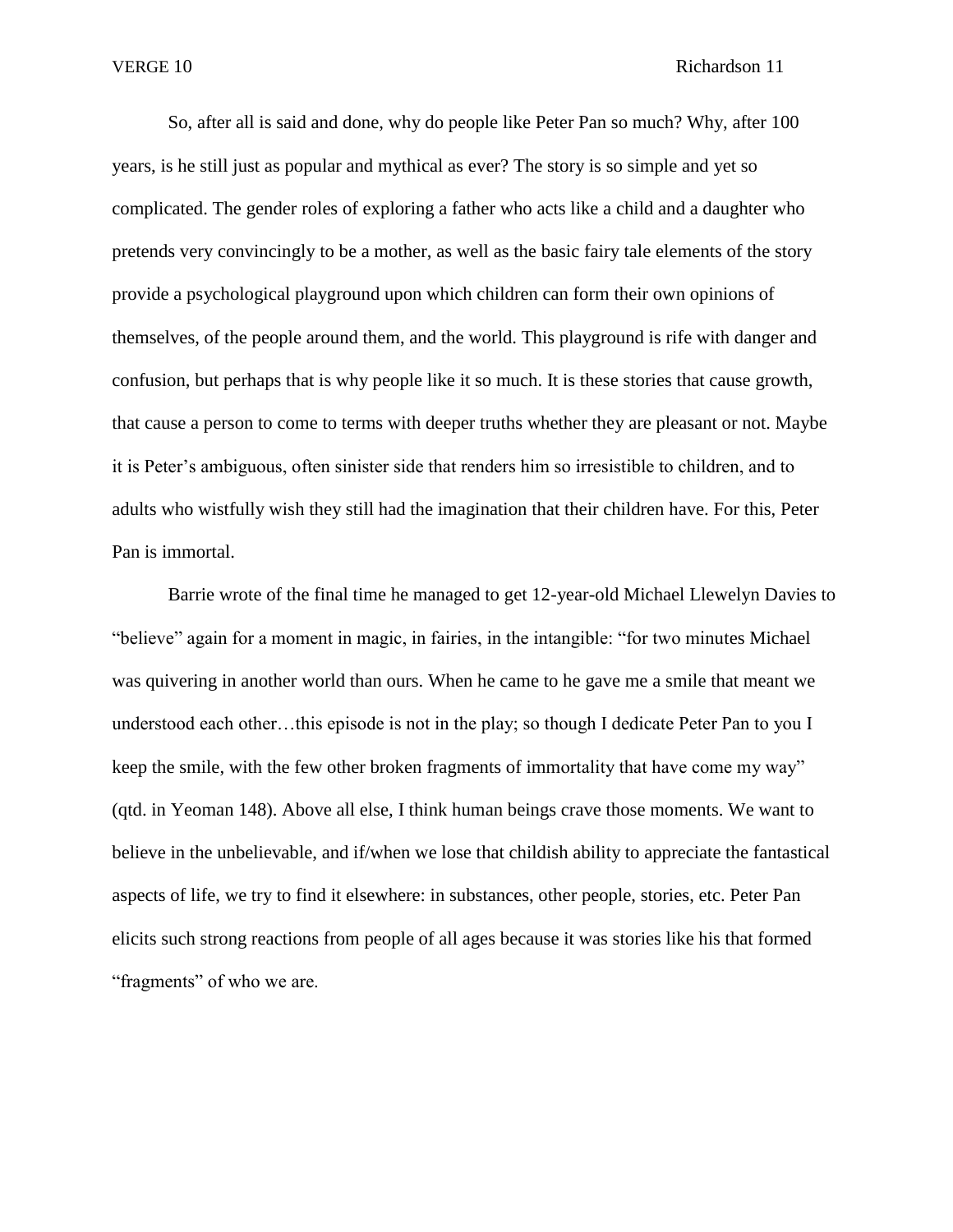So, after all is said and done, why do people like Peter Pan so much? Why, after 100 years, is he still just as popular and mythical as ever? The story is so simple and yet so complicated. The gender roles of exploring a father who acts like a child and a daughter who pretends very convincingly to be a mother, as well as the basic fairy tale elements of the story provide a psychological playground upon which children can form their own opinions of themselves, of the people around them, and the world. This playground is rife with danger and confusion, but perhaps that is why people like it so much. It is these stories that cause growth, that cause a person to come to terms with deeper truths whether they are pleasant or not. Maybe it is Peter's ambiguous, often sinister side that renders him so irresistible to children, and to adults who wistfully wish they still had the imagination that their children have. For this, Peter Pan is immortal.

Barrie wrote of the final time he managed to get 12-year-old Michael Llewelyn Davies to "believe" again for a moment in magic, in fairies, in the intangible: "for two minutes Michael was quivering in another world than ours. When he came to he gave me a smile that meant we understood each other…this episode is not in the play; so though I dedicate Peter Pan to you I keep the smile, with the few other broken fragments of immortality that have come my way" (qtd. in Yeoman 148). Above all else, I think human beings crave those moments. We want to believe in the unbelievable, and if/when we lose that childish ability to appreciate the fantastical aspects of life, we try to find it elsewhere: in substances, other people, stories, etc. Peter Pan elicits such strong reactions from people of all ages because it was stories like his that formed "fragments" of who we are.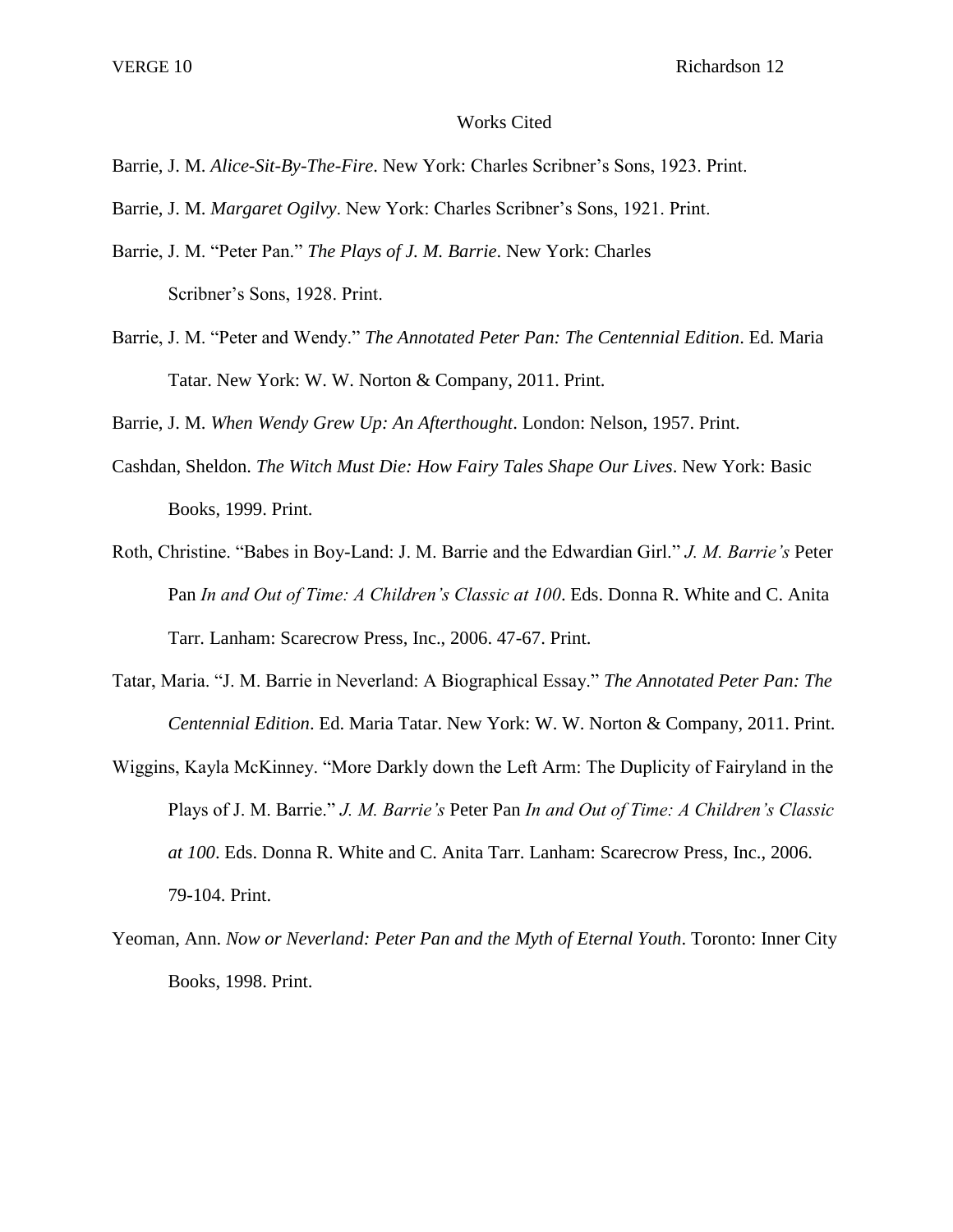# Works Cited

Barrie, J. M. *Alice-Sit-By-The-Fire*. New York: Charles Scribner's Sons, 1923. Print.

Barrie, J. M. *Margaret Ogilvy*. New York: Charles Scribner's Sons, 1921. Print.

Barrie, J. M. "Peter Pan." *The Plays of J. M. Barrie*. New York: Charles Scribner's Sons, 1928. Print.

Barrie, J. M. "Peter and Wendy." *The Annotated Peter Pan: The Centennial Edition*. Ed. Maria Tatar. New York: W. W. Norton & Company, 2011. Print.

Barrie, J. M. *When Wendy Grew Up: An Afterthought*. London: Nelson, 1957. Print.

Cashdan, Sheldon. *The Witch Must Die: How Fairy Tales Shape Our Lives*. New York: Basic Books, 1999. Print.

Roth, Christine. "Babes in Boy-Land: J. M. Barrie and the Edwardian Girl." *J. M. Barrie's* Peter Pan *In and Out of Time: A Children's Classic at 100*. Eds. Donna R. White and C. Anita Tarr. Lanham: Scarecrow Press, Inc., 2006. 47-67. Print.

Tatar, Maria. "J. M. Barrie in Neverland: A Biographical Essay." *The Annotated Peter Pan: The Centennial Edition*. Ed. Maria Tatar. New York: W. W. Norton & Company, 2011. Print.

Wiggins, Kayla McKinney. "More Darkly down the Left Arm: The Duplicity of Fairyland in the Plays of J. M. Barrie." *J. M. Barrie's* Peter Pan *In and Out of Time: A Children's Classic at 100*. Eds. Donna R. White and C. Anita Tarr. Lanham: Scarecrow Press, Inc., 2006. 79-104. Print.

Yeoman, Ann. *Now or Neverland: Peter Pan and the Myth of Eternal Youth*. Toronto: Inner City Books, 1998. Print.